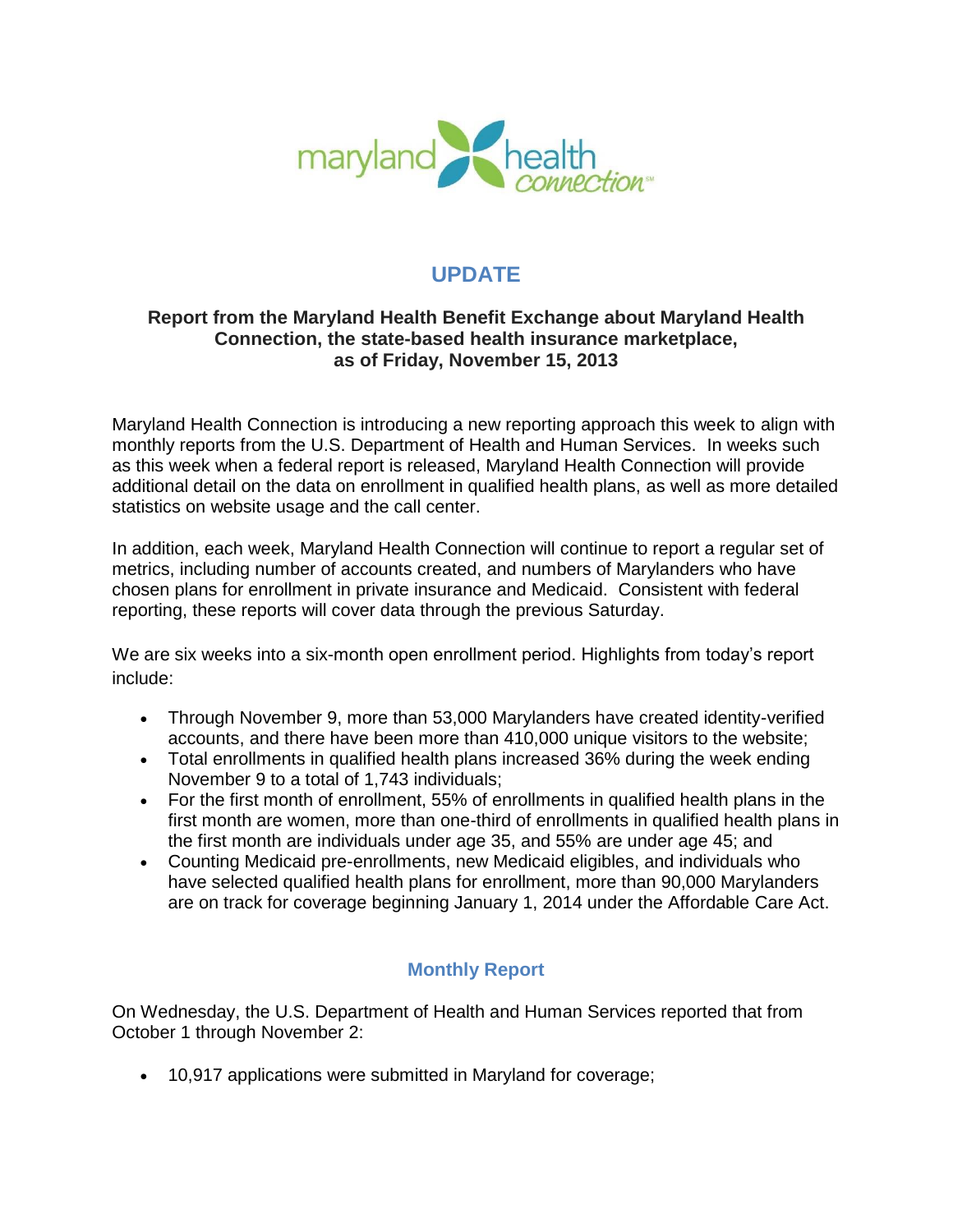maryland health connection℠

# UPDATE

**Report from the Maryland Health Benefit Exchange about Maryland Health Connection, the state-based health insurance marketplace, as of Friday, November 15, 2013**

Maryland Health Connection is introducing a new reporting approach this week to align with monthly reports from the U.S. Department of Health and Human Services. In weeks such as this week when a federal report is released, Maryland Health Connection will provide additional detail on the data on enrollment in qualified health plans, as well as more detailed statistics on website usage and the call center.

In addition, each week, Maryland Health Connection will continue to report a regular set of metrics, including number of accounts created, and numbers of Marylanders who have chosen plans for enrollment in private insurance and Medicaid. Consistent with federal reporting, these reports will cover data through the previous Saturday.

We are six weeks into a six-month open enrollment period. Highlights from today's report include:

- Through November 9, more than 53,000 Marylanders have created identity-verified accounts, and there have been more than 410,000 unique visitors to the website;
- Total enrollments in qualified health plans increased 36% during the week ending November 9 to a total of 1,743 individuals;
- For the first month of enrollment, 55% of enrollments in qualified health plans in the first month are women, more than one-third of enrollments in qualified health plans in the first month are individuals under age 35, and 55% are under age 45; and
- Counting Medicaid pre-enrollments, new Medicaid eligibles, and individuals who have selected qualified health plans for enrollment, more than 90,000 Marylanders are on track for coverage beginning January 1, 2014 under the Affordable Care Act.

## Monthly Report

On Wednesday, the U.S. Department of Health and Human Services reported that from October 1 through November 2:

- 10,917 applications were submitted in Maryland for coverage;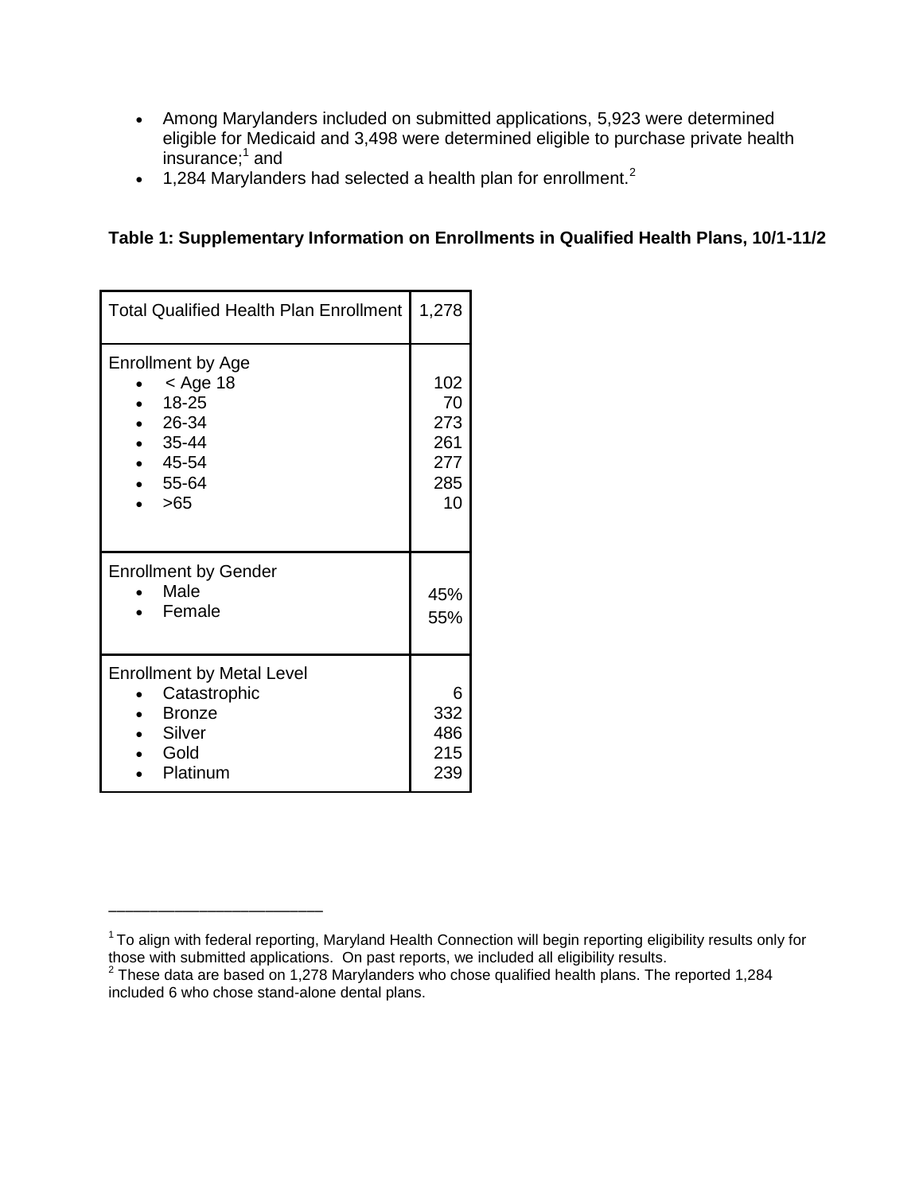- Among Marylanders included on submitted applications, 5,923 were determined eligible for Medicaid and 3,498 were determined eligible to purchase private health insurance;[1] and
- 1,284 Marylanders had selected a health plan for enrollment.[2]

**Table 1: Supplementary Information on Enrollments in Qualified Health Plans, 10/1-11/2**

| Total Qualified Health Plan Enrollment | 1,278 |
|---|---|
| **Enrollment by Age** | |
| • < Age 18 | 102 |
| • 18-25 | 70 |
| • 26-34 | 273 |
| • 35-44 | 261 |
| • 45-54 | 277 |
| • 55-64 | 285 |
| • >65 | 10 |
| **Enrollment by Gender** | |
| • Male | 45% |
| • Female | 55% |
| **Enrollment by Metal Level** | |
| • Catastrophic | 6 |
| • Bronze | 332 |
| • Silver | 486 |
| • Gold | 215 |
| • Platinum | 239 |

---

[1] To align with federal reporting, Maryland Health Connection will begin reporting eligibility results only for those with submitted applications. On past reports, we included all eligibility results.

[2] These data are based on 1,278 Marylanders who chose qualified health plans. The reported 1,284 included 6 who chose stand-alone dental plans.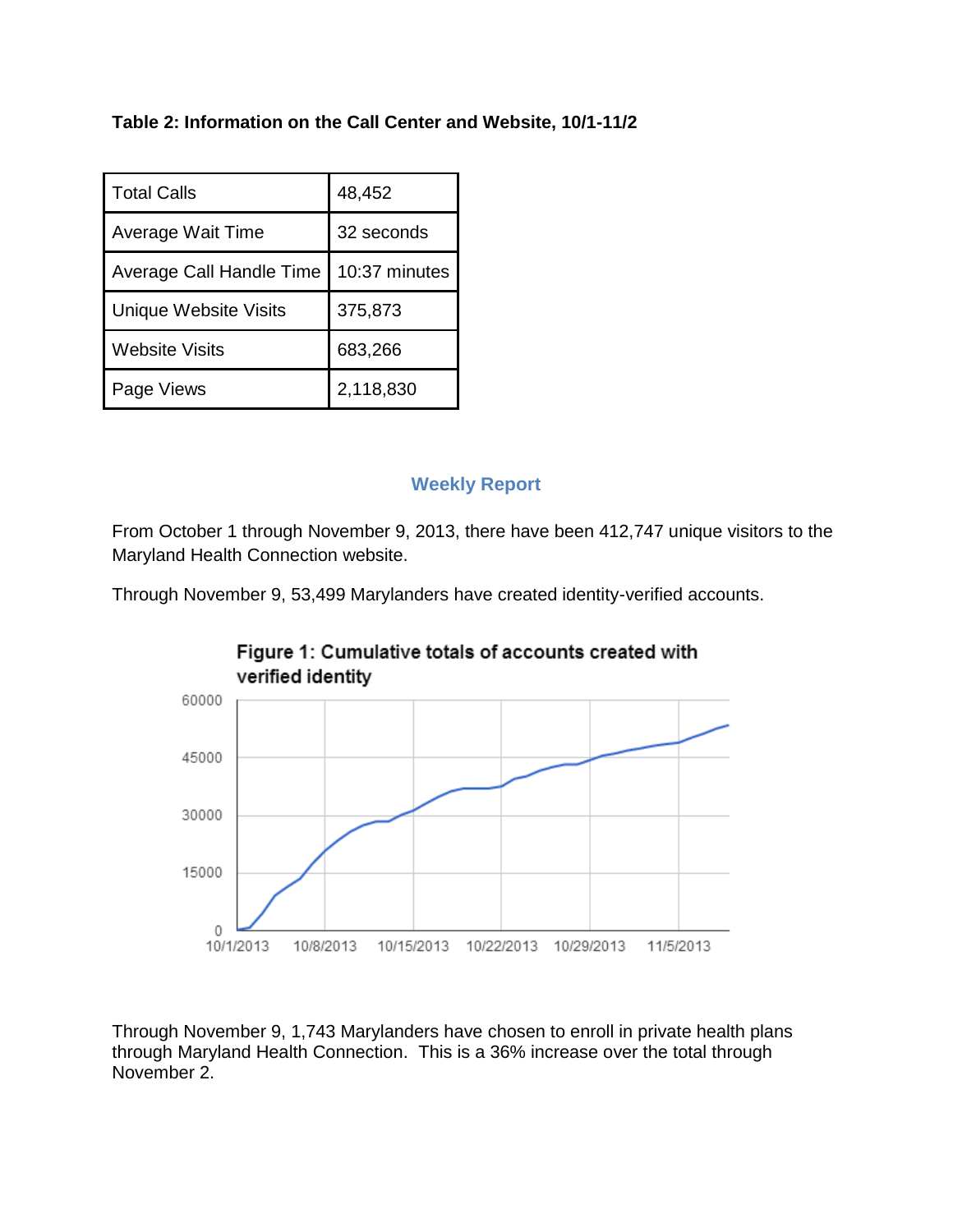**Table 2: Information on the Call Center and Website, 10/1-11/2**

| Total Calls | 48,452 |
| --- | --- |
| Average Wait Time | 32 seconds |
| Average Call Handle Time | 10:37 minutes |
| Unique Website Visits | 375,873 |
| Website Visits | 683,266 |
| Page Views | 2,118,830 |

## Weekly Report

From October 1 through November 9, 2013, there have been 412,747 unique visitors to the Maryland Health Connection website.

Through November 9, 53,499 Marylanders have created identity-verified accounts.

**Figure 1: Cumulative totals of accounts created with verified identity**

Through November 9, 1,743 Marylanders have chosen to enroll in private health plans through Maryland Health Connection. This is a 36% increase over the total through November 2.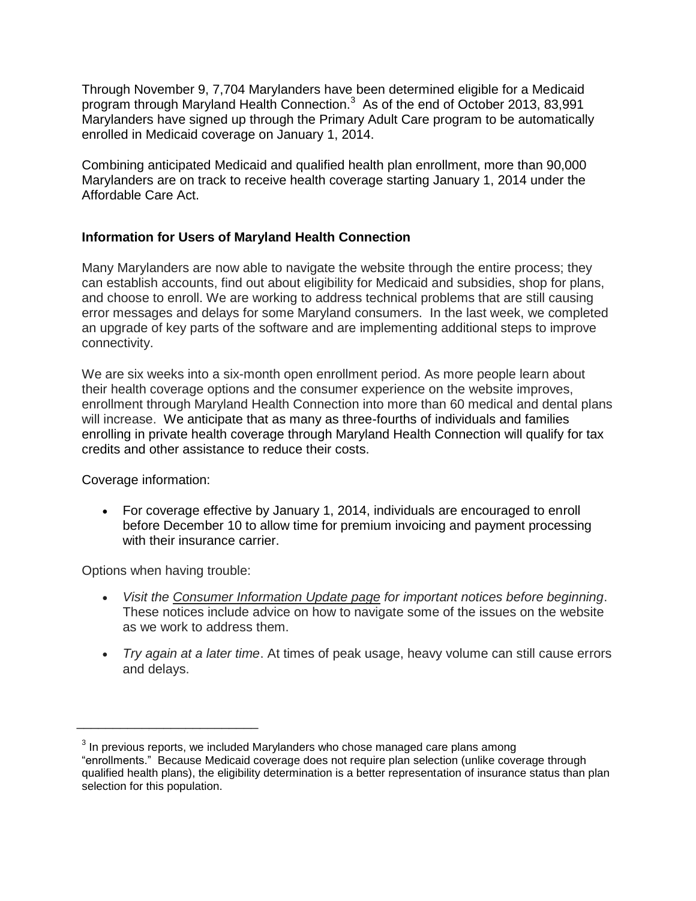Through November 9, 7,704 Marylanders have been determined eligible for a Medicaid program through Maryland Health Connection.[3] As of the end of October 2013, 83,991 Marylanders have signed up through the Primary Adult Care program to be automatically enrolled in Medicaid coverage on January 1, 2014.

Combining anticipated Medicaid and qualified health plan enrollment, more than 90,000 Marylanders are on track to receive health coverage starting January 1, 2014 under the Affordable Care Act.

**Information for Users of Maryland Health Connection**

Many Marylanders are now able to navigate the website through the entire process; they can establish accounts, find out about eligibility for Medicaid and subsidies, shop for plans, and choose to enroll. We are working to address technical problems that are still causing error messages and delays for some Maryland consumers. In the last week, we completed an upgrade of key parts of the software and are implementing additional steps to improve connectivity.

We are six weeks into a six-month open enrollment period. As more people learn about their health coverage options and the consumer experience on the website improves, enrollment through Maryland Health Connection into more than 60 medical and dental plans will increase. We anticipate that as many as three-fourths of individuals and families enrolling in private health coverage through Maryland Health Connection will qualify for tax credits and other assistance to reduce their costs.

Coverage information:

- For coverage effective by January 1, 2014, individuals are encouraged to enroll before December 10 to allow time for premium invoicing and payment processing with their insurance carrier.

Options when having trouble:

- *Visit the Consumer Information Update page for important notices before beginning*. These notices include advice on how to navigate some of the issues on the website as we work to address them.
- *Try again at a later time*. At times of peak usage, heavy volume can still cause errors and delays.

---

[3] In previous reports, we included Marylanders who chose managed care plans among "enrollments." Because Medicaid coverage does not require plan selection (unlike coverage through qualified health plans), the eligibility determination is a better representation of insurance status than plan selection for this population.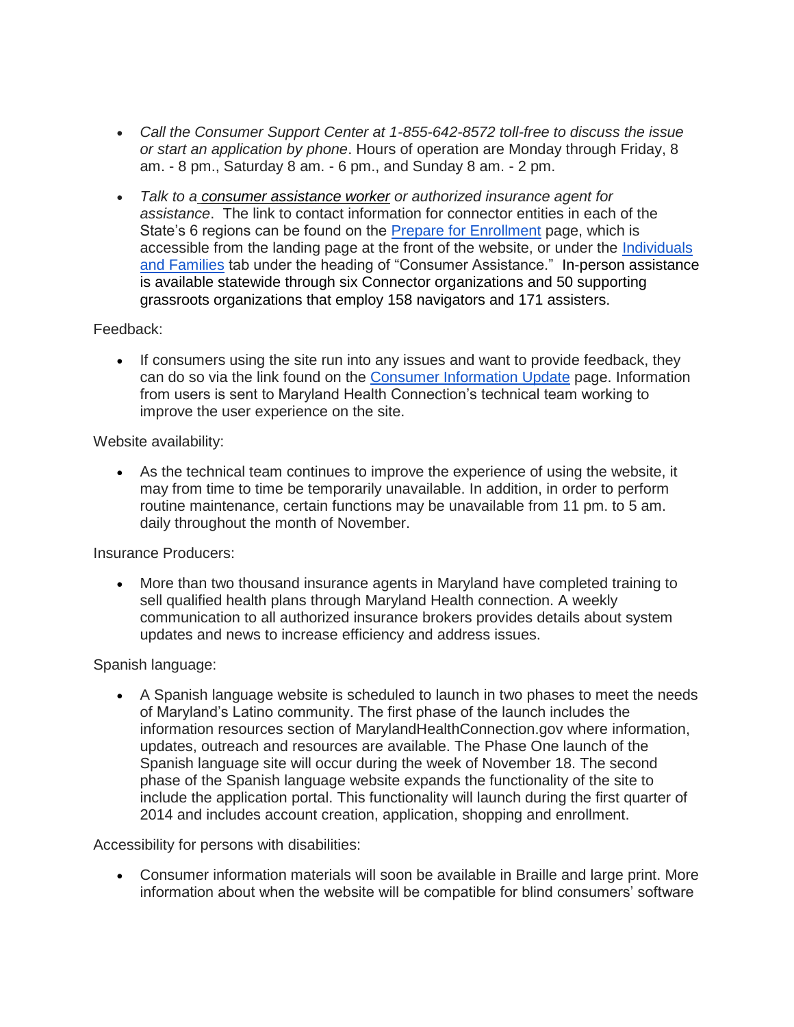- *Call the Consumer Support Center at 1-855-642-8572 toll-free to discuss the issue or start an application by phone*. Hours of operation are Monday through Friday, 8 am. - 8 pm., Saturday 8 am. - 6 pm., and Sunday 8 am. - 2 pm.

- *Talk to a consumer assistance worker or authorized insurance agent for assistance*. The link to contact information for connector entities in each of the State's 6 regions can be found on the Prepare for Enrollment page, which is accessible from the landing page at the front of the website, or under the Individuals and Families tab under the heading of "Consumer Assistance." In-person assistance is available statewide through six Connector organizations and 50 supporting grassroots organizations that employ 158 navigators and 171 assisters.

Feedback:

- If consumers using the site run into any issues and want to provide feedback, they can do so via the link found on the Consumer Information Update page. Information from users is sent to Maryland Health Connection's technical team working to improve the user experience on the site.

Website availability:

- As the technical team continues to improve the experience of using the website, it may from time to time be temporarily unavailable. In addition, in order to perform routine maintenance, certain functions may be unavailable from 11 pm. to 5 am. daily throughout the month of November.

Insurance Producers:

- More than two thousand insurance agents in Maryland have completed training to sell qualified health plans through Maryland Health connection. A weekly communication to all authorized insurance brokers provides details about system updates and news to increase efficiency and address issues.

Spanish language:

- A Spanish language website is scheduled to launch in two phases to meet the needs of Maryland's Latino community. The first phase of the launch includes the information resources section of MarylandHealthConnection.gov where information, updates, outreach and resources are available. The Phase One launch of the Spanish language site will occur during the week of November 18. The second phase of the Spanish language website expands the functionality of the site to include the application portal. This functionality will launch during the first quarter of 2014 and includes account creation, application, shopping and enrollment.

Accessibility for persons with disabilities:

- Consumer information materials will soon be available in Braille and large print. More information about when the website will be compatible for blind consumers' software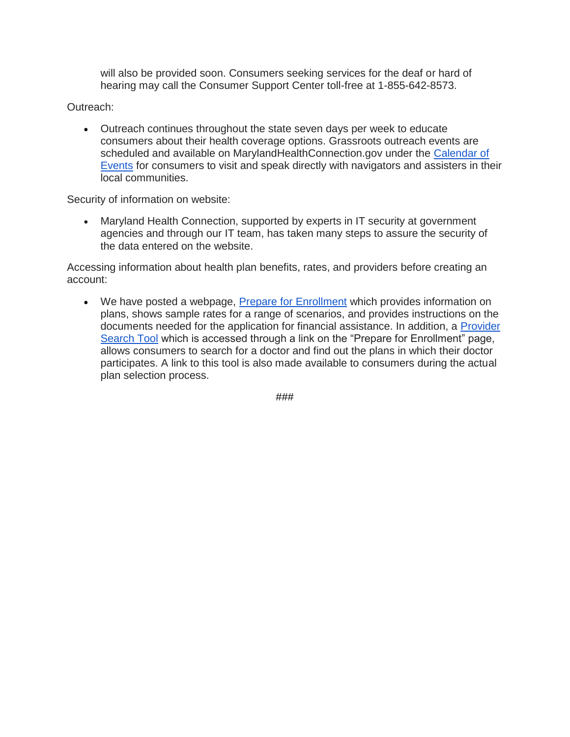will also be provided soon. Consumers seeking services for the deaf or hard of hearing may call the Consumer Support Center toll-free at 1-855-642-8573.

Outreach:

- Outreach continues throughout the state seven days per week to educate consumers about their health coverage options. Grassroots outreach events are scheduled and available on MarylandHealthConnection.gov under the Calendar of Events for consumers to visit and speak directly with navigators and assisters in their local communities.

Security of information on website:

- Maryland Health Connection, supported by experts in IT security at government agencies and through our IT team, has taken many steps to assure the security of the data entered on the website.

Accessing information about health plan benefits, rates, and providers before creating an account:

- We have posted a webpage, Prepare for Enrollment which provides information on plans, shows sample rates for a range of scenarios, and provides instructions on the documents needed for the application for financial assistance. In addition, a Provider Search Tool which is accessed through a link on the "Prepare for Enrollment" page, allows consumers to search for a doctor and find out the plans in which their doctor participates. A link to this tool is also made available to consumers during the actual plan selection process.

###